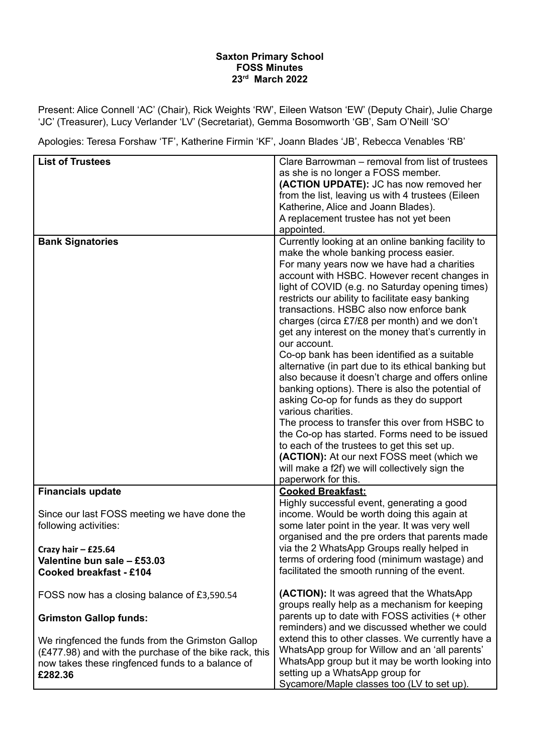**Saxton Primary School**
**FOSS Minutes**
**23rd March 2022**

Present: Alice Connell 'AC' (Chair), Rick Weights 'RW', Eileen Watson 'EW' (Deputy Chair), Julie Charge 'JC' (Treasurer), Lucy Verlander 'LV' (Secretariat), Gemma Bosomworth 'GB', Sam O'Neill 'SO'

Apologies: Teresa Forshaw 'TF', Katherine Firmin 'KF', Joann Blades 'JB', Rebecca Venables 'RB'

| | |
|---|---|
| **List of Trustees** | Clare Barrowman – removal from list of trustees as she is no longer a FOSS member.<br>**(ACTION UPDATE):** JC has now removed her from the list, leaving us with 4 trustees (Eileen Katherine, Alice and Joann Blades).<br>A replacement trustee has not yet been appointed. |
| **Bank Signatories** | Currently looking at an online banking facility to make the whole banking process easier.<br>For many years now we have had a charities account with HSBC. However recent changes in light of COVID (e.g. no Saturday opening times) restricts our ability to facilitate easy banking transactions. HSBC also now enforce bank charges (circa £7/£8 per month) and we don't get any interest on the money that's currently in our account.<br>Co-op bank has been identified as a suitable alternative (in part due to its ethical banking but also because it doesn't charge and offers online banking options). There is also the potential of asking Co-op for funds as they do support various charities.<br>The process to transfer this over from HSBC to the Co-op has started. Forms need to be issued to each of the trustees to get this set up.<br>**(ACTION):** At our next FOSS meet (which we will make a f2f) we will collectively sign the paperwork for this. |
| **Financials update**<br><br>Since our last FOSS meeting we have done the following activities:<br><br>**Crazy hair – £25.64**<br>**Valentine bun sale – £53.03**<br>**Cooked breakfast - £104**<br><br>FOSS now has a closing balance of £3,590.54<br><br>**Grimston Gallop funds:**<br><br>We ringfenced the funds from the Grimston Gallop (£477.98) and with the purchase of the bike rack, this now takes these ringfenced funds to a balance of **£282.36** | <u>**Cooked Breakfast:**</u><br>Highly successful event, generating a good income. Would be worth doing this again at some later point in the year. It was very well organised and the pre orders that parents made via the 2 WhatsApp Groups really helped in terms of ordering food (minimum wastage) and facilitated the smooth running of the event.<br><br>**(ACTION):** It was agreed that the WhatsApp groups really help as a mechanism for keeping parents up to date with FOSS activities (+ other reminders) and we discussed whether we could extend this to other classes. We currently have a WhatsApp group for Willow and an 'all parents' WhatsApp group but it may be worth looking into setting up a WhatsApp group for Sycamore/Maple classes too (LV to set up). |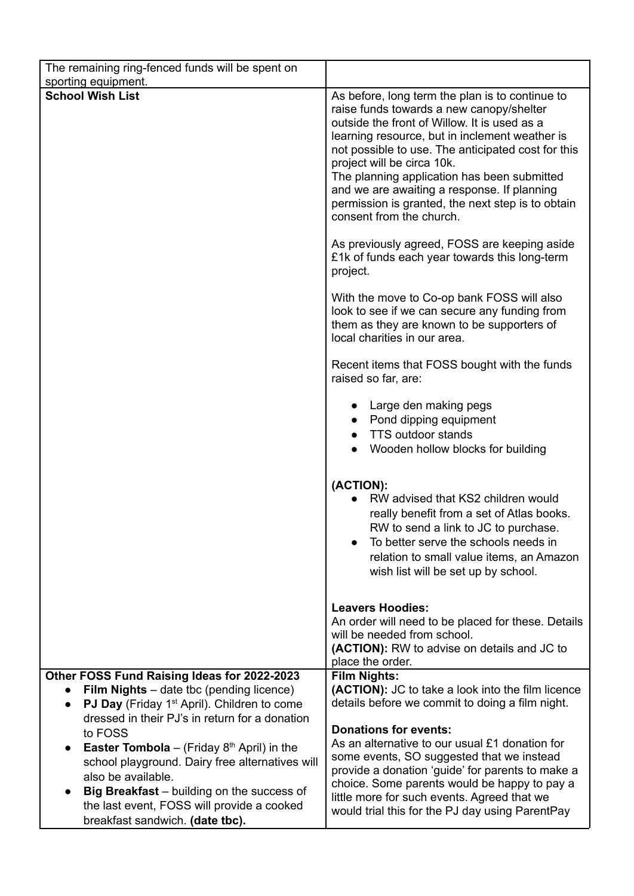| | |
|---|---|
| The remaining ring-fenced funds will be spent on sporting equipment. | |
| **School Wish List** | As before, long term the plan is to continue to raise funds towards a new canopy/shelter outside the front of Willow. It is used as a learning resource, but in inclement weather is not possible to use. The anticipated cost for this project will be circa 10k.<br>The planning application has been submitted and we are awaiting a response. If planning permission is granted, the next step is to obtain consent from the church.<br><br>As previously agreed, FOSS are keeping aside £1k of funds each year towards this long-term project.<br><br>With the move to Co-op bank FOSS will also look to see if we can secure any funding from them as they are known to be supporters of local charities in our area.<br><br>Recent items that FOSS bought with the funds raised so far, are:<br><br>● Large den making pegs<br>● Pond dipping equipment<br>● TTS outdoor stands<br>● Wooden hollow blocks for building<br><br>**(ACTION):**<br>● RW advised that KS2 children would really benefit from a set of Atlas books. RW to send a link to JC to purchase.<br>● To better serve the schools needs in relation to small value items, an Amazon wish list will be set up by school.<br><br>**Leavers Hoodies:**<br>An order will need to be placed for these. Details will be needed from school.<br>**(ACTION):** RW to advise on details and JC to place the order. |
| **Other FOSS Fund Raising Ideas for 2022-2023**<br>● **Film Nights** – date tbc (pending licence)<br>● **PJ Day** (Friday 1st April). Children to come dressed in their PJ's in return for a donation to FOSS<br>● **Easter Tombola** – (Friday 8th April) in the school playground. Dairy free alternatives will also be available.<br>● **Big Breakfast** – building on the success of the last event, FOSS will provide a cooked breakfast sandwich. **(date tbc).** | **Film Nights:**<br>**(ACTION):** JC to take a look into the film licence details before we commit to doing a film night.<br><br>**Donations for events:**<br>As an alternative to our usual £1 donation for some events, SO suggested that we instead provide a donation 'guide' for parents to make a choice. Some parents would be happy to pay a little more for such events. Agreed that we would trial this for the PJ day using ParentPay |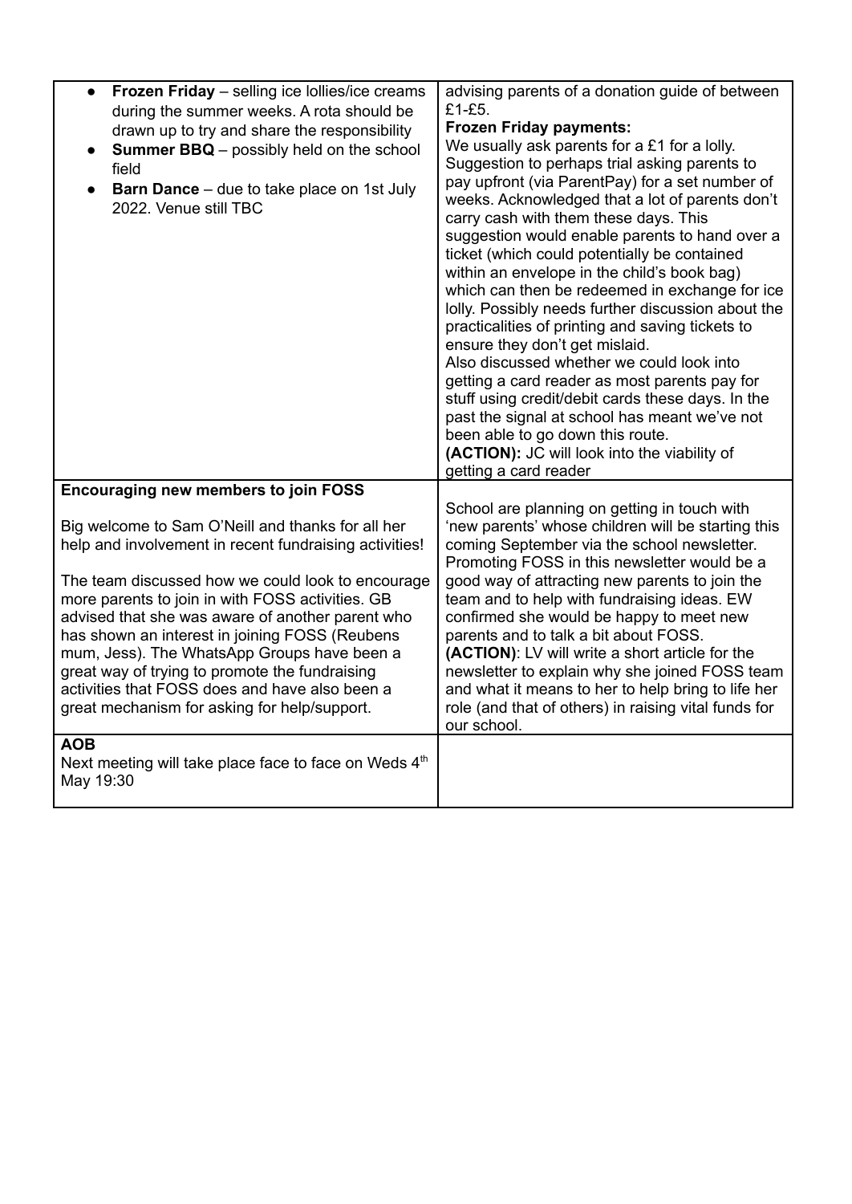| | |
|---|---|
| • **Frozen Friday** – selling ice lollies/ice creams during the summer weeks. A rota should be drawn up to try and share the responsibility<br>• **Summer BBQ** – possibly held on the school field<br>• **Barn Dance** – due to take place on 1st July 2022. Venue still TBC | advising parents of a donation guide of between £1-£5.<br>**Frozen Friday payments:**<br>We usually ask parents for a £1 for a lolly. Suggestion to perhaps trial asking parents to pay upfront (via ParentPay) for a set number of weeks. Acknowledged that a lot of parents don't carry cash with them these days. This suggestion would enable parents to hand over a ticket (which could potentially be contained within an envelope in the child's book bag) which can then be redeemed in exchange for ice lolly. Possibly needs further discussion about the practicalities of printing and saving tickets to ensure they don't get mislaid.<br>Also discussed whether we could look into getting a card reader as most parents pay for stuff using credit/debit cards these days. In the past the signal at school has meant we've not been able to go down this route.<br>**(ACTION):** JC will look into the viability of getting a card reader |
| **Encouraging new members to join FOSS**<br><br>Big welcome to Sam O'Neill and thanks for all her help and involvement in recent fundraising activities!<br><br>The team discussed how we could look to encourage more parents to join in with FOSS activities. GB advised that she was aware of another parent who has shown an interest in joining FOSS (Reubens mum, Jess). The WhatsApp Groups have been a great way of trying to promote the fundraising activities that FOSS does and have also been a great mechanism for asking for help/support. | School are planning on getting in touch with 'new parents' whose children will be starting this coming September via the school newsletter. Promoting FOSS in this newsletter would be a good way of attracting new parents to join the team and to help with fundraising ideas. EW confirmed she would be happy to meet new parents and to talk a bit about FOSS.<br>**(ACTION)**: LV will write a short article for the newsletter to explain why she joined FOSS team and what it means to her to help bring to life her role (and that of others) in raising vital funds for our school. |
| **AOB**<br>Next meeting will take place face to face on Weds 4th May 19:30 | |